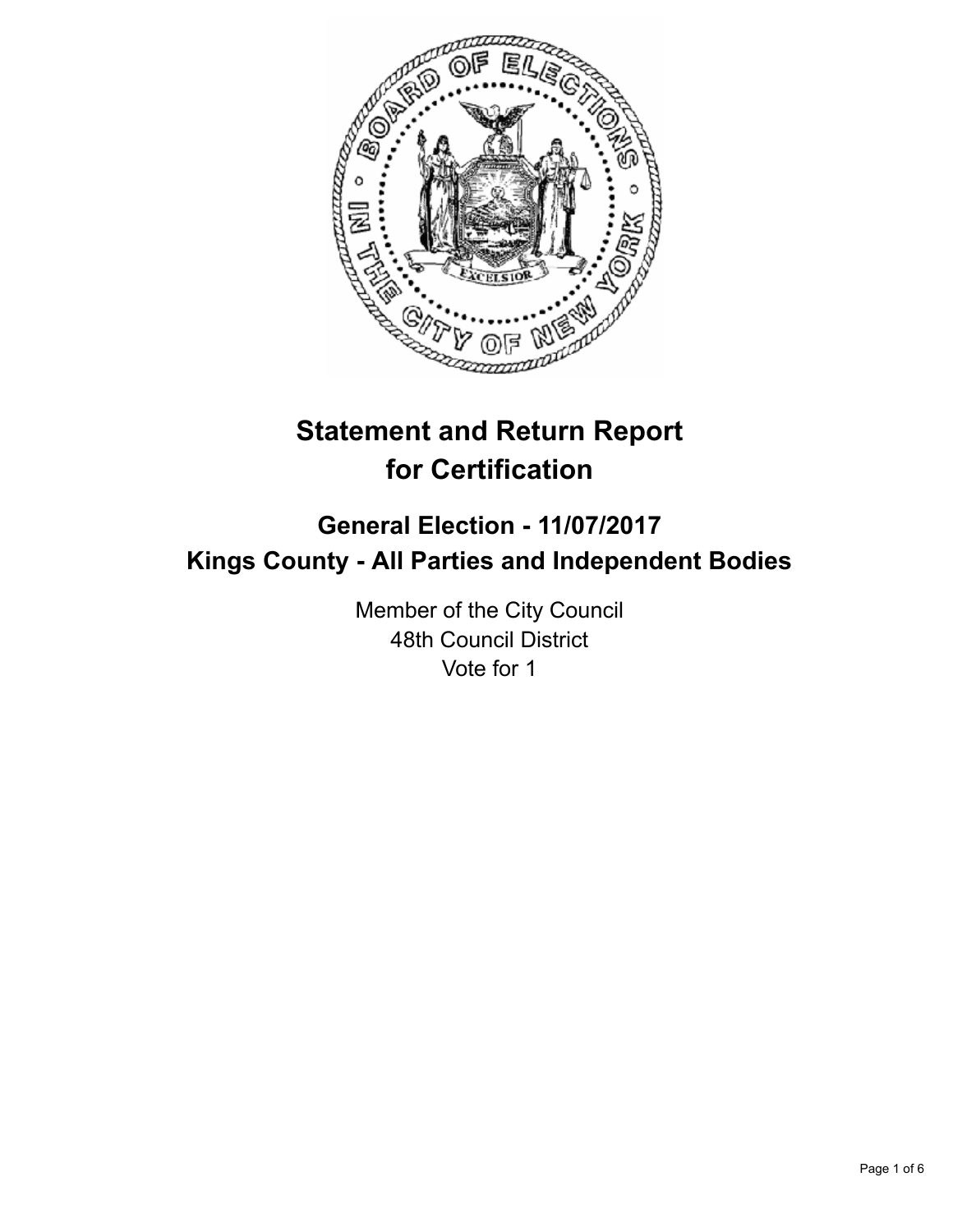# Statement and Return Report for Certification

## General Election - 11/07/2017
## Kings County - All Parties and Independent Bodies

Member of the City Council
48th Council District
Vote for 1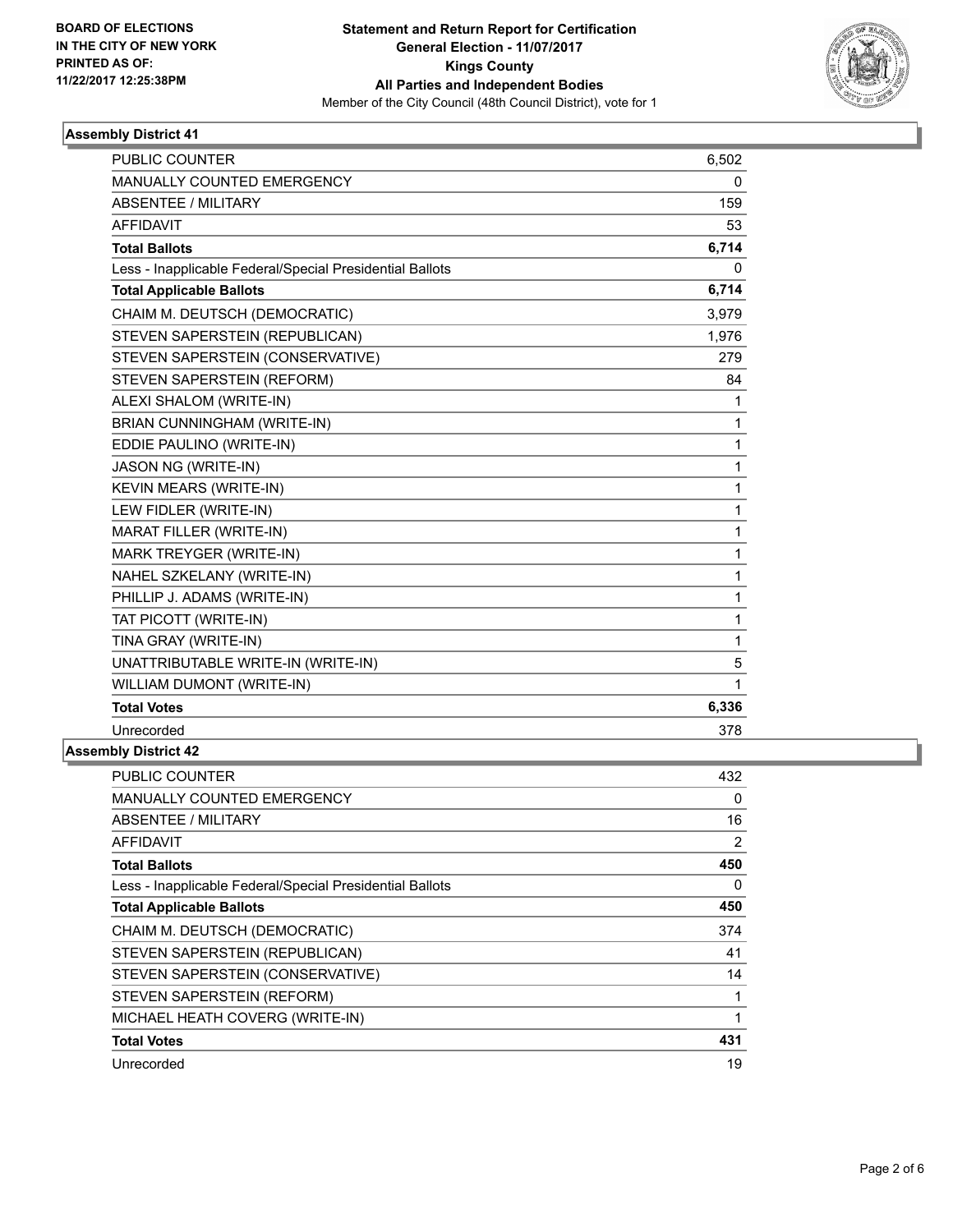**BOARD OF ELECTIONS IN THE CITY OF NEW YORK PRINTED AS OF: 11/22/2017 12:25:38PM**

# Statement and Return Report for Certification
## General Election - 11/07/2017
## Kings County
## All Parties and Independent Bodies
Member of the City Council (48th Council District), vote for 1

### Assembly District 41

| | |
|---|---|
| PUBLIC COUNTER | 6,502 |
| MANUALLY COUNTED EMERGENCY | 0 |
| ABSENTEE / MILITARY | 159 |
| AFFIDAVIT | 53 |
| **Total Ballots** | **6,714** |
| Less - Inapplicable Federal/Special Presidential Ballots | 0 |
| **Total Applicable Ballots** | **6,714** |
| CHAIM M. DEUTSCH (DEMOCRATIC) | 3,979 |
| STEVEN SAPERSTEIN (REPUBLICAN) | 1,976 |
| STEVEN SAPERSTEIN (CONSERVATIVE) | 279 |
| STEVEN SAPERSTEIN (REFORM) | 84 |
| ALEXI SHALOM (WRITE-IN) | 1 |
| BRIAN CUNNINGHAM (WRITE-IN) | 1 |
| EDDIE PAULINO (WRITE-IN) | 1 |
| JASON NG (WRITE-IN) | 1 |
| KEVIN MEARS (WRITE-IN) | 1 |
| LEW FIDLER (WRITE-IN) | 1 |
| MARAT FILLER (WRITE-IN) | 1 |
| MARK TREYGER (WRITE-IN) | 1 |
| NAHEL SZKELANY (WRITE-IN) | 1 |
| PHILLIP J. ADAMS (WRITE-IN) | 1 |
| TAT PICOTT (WRITE-IN) | 1 |
| TINA GRAY (WRITE-IN) | 1 |
| UNATTRIBUTABLE WRITE-IN (WRITE-IN) | 5 |
| WILLIAM DUMONT (WRITE-IN) | 1 |
| **Total Votes** | **6,336** |
| Unrecorded | 378 |

### Assembly District 42

| | |
|---|---|
| PUBLIC COUNTER | 432 |
| MANUALLY COUNTED EMERGENCY | 0 |
| ABSENTEE / MILITARY | 16 |
| AFFIDAVIT | 2 |
| **Total Ballots** | **450** |
| Less - Inapplicable Federal/Special Presidential Ballots | 0 |
| **Total Applicable Ballots** | **450** |
| CHAIM M. DEUTSCH (DEMOCRATIC) | 374 |
| STEVEN SAPERSTEIN (REPUBLICAN) | 41 |
| STEVEN SAPERSTEIN (CONSERVATIVE) | 14 |
| STEVEN SAPERSTEIN (REFORM) | 1 |
| MICHAEL HEATH COVERG (WRITE-IN) | 1 |
| **Total Votes** | **431** |
| Unrecorded | 19 |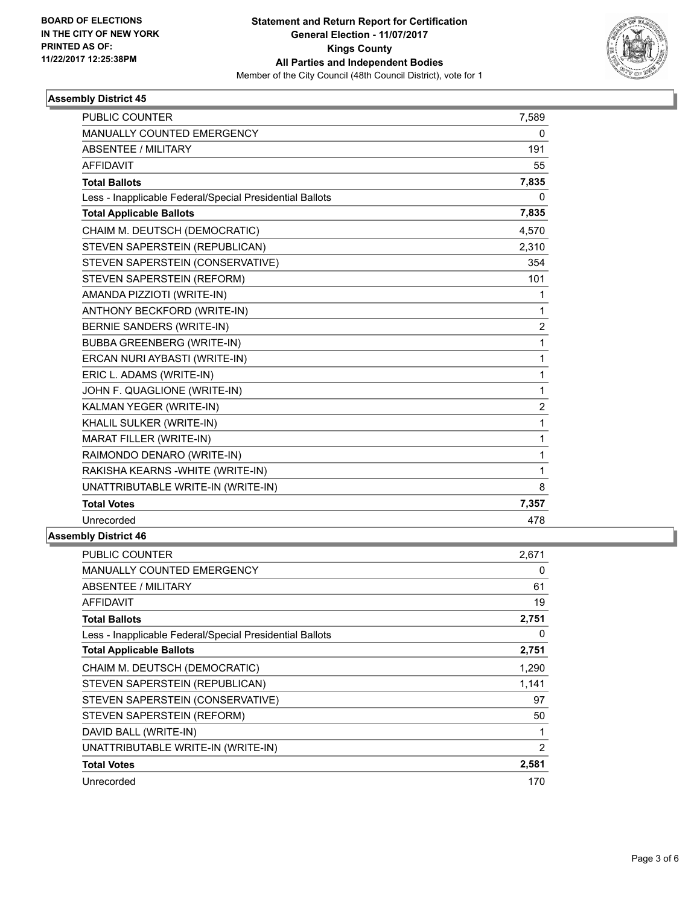**BOARD OF ELECTIONS IN THE CITY OF NEW YORK PRINTED AS OF: 11/22/2017 12:25:38PM**

**Statement and Return Report for Certification General Election - 11/07/2017 Kings County All Parties and Independent Bodies**

Member of the City Council (48th Council District), vote for 1

### Assembly District 45

| | |
|---|---|
| PUBLIC COUNTER | 7,589 |
| MANUALLY COUNTED EMERGENCY | 0 |
| ABSENTEE / MILITARY | 191 |
| AFFIDAVIT | 55 |
| **Total Ballots** | **7,835** |
| Less - Inapplicable Federal/Special Presidential Ballots | 0 |
| **Total Applicable Ballots** | **7,835** |
| CHAIM M. DEUTSCH (DEMOCRATIC) | 4,570 |
| STEVEN SAPERSTEIN (REPUBLICAN) | 2,310 |
| STEVEN SAPERSTEIN (CONSERVATIVE) | 354 |
| STEVEN SAPERSTEIN (REFORM) | 101 |
| AMANDA PIZZIOTI (WRITE-IN) | 1 |
| ANTHONY BECKFORD (WRITE-IN) | 1 |
| BERNIE SANDERS (WRITE-IN) | 2 |
| BUBBA GREENBERG (WRITE-IN) | 1 |
| ERCAN NURI AYBASTI (WRITE-IN) | 1 |
| ERIC L. ADAMS (WRITE-IN) | 1 |
| JOHN F. QUAGLIONE (WRITE-IN) | 1 |
| KALMAN YEGER (WRITE-IN) | 2 |
| KHALIL SULKER (WRITE-IN) | 1 |
| MARAT FILLER (WRITE-IN) | 1 |
| RAIMONDO DENARO (WRITE-IN) | 1 |
| RAKISHA KEARNS -WHITE (WRITE-IN) | 1 |
| UNATTRIBUTABLE WRITE-IN (WRITE-IN) | 8 |
| **Total Votes** | **7,357** |
| Unrecorded | 478 |

### Assembly District 46

| | |
|---|---|
| PUBLIC COUNTER | 2,671 |
| MANUALLY COUNTED EMERGENCY | 0 |
| ABSENTEE / MILITARY | 61 |
| AFFIDAVIT | 19 |
| **Total Ballots** | **2,751** |
| Less - Inapplicable Federal/Special Presidential Ballots | 0 |
| **Total Applicable Ballots** | **2,751** |
| CHAIM M. DEUTSCH (DEMOCRATIC) | 1,290 |
| STEVEN SAPERSTEIN (REPUBLICAN) | 1,141 |
| STEVEN SAPERSTEIN (CONSERVATIVE) | 97 |
| STEVEN SAPERSTEIN (REFORM) | 50 |
| DAVID BALL (WRITE-IN) | 1 |
| UNATTRIBUTABLE WRITE-IN (WRITE-IN) | 2 |
| **Total Votes** | **2,581** |
| Unrecorded | 170 |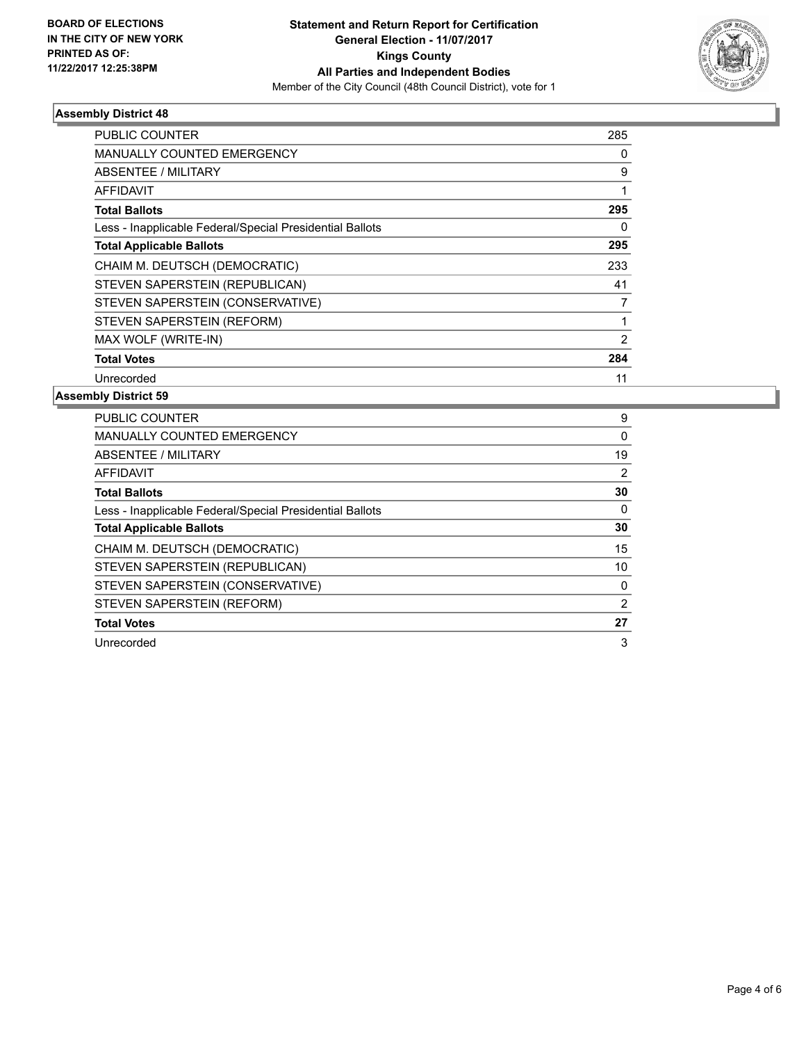BOARD OF ELECTIONS
IN THE CITY OF NEW YORK
PRINTED AS OF:
11/22/2017 12:25:38PM

**Statement and Return Report for Certification**
**General Election - 11/07/2017**
**Kings County**
**All Parties and Independent Bodies**
Member of the City Council (48th Council District), vote for 1

## Assembly District 48

| | |
|---|---|
| PUBLIC COUNTER | 285 |
| MANUALLY COUNTED EMERGENCY | 0 |
| ABSENTEE / MILITARY | 9 |
| AFFIDAVIT | 1 |
| **Total Ballots** | **295** |
| Less - Inapplicable Federal/Special Presidential Ballots | 0 |
| **Total Applicable Ballots** | **295** |
| CHAIM M. DEUTSCH (DEMOCRATIC) | 233 |
| STEVEN SAPERSTEIN (REPUBLICAN) | 41 |
| STEVEN SAPERSTEIN (CONSERVATIVE) | 7 |
| STEVEN SAPERSTEIN (REFORM) | 1 |
| MAX WOLF (WRITE-IN) | 2 |
| **Total Votes** | **284** |
| Unrecorded | 11 |

## Assembly District 59

| | |
|---|---|
| PUBLIC COUNTER | 9 |
| MANUALLY COUNTED EMERGENCY | 0 |
| ABSENTEE / MILITARY | 19 |
| AFFIDAVIT | 2 |
| **Total Ballots** | **30** |
| Less - Inapplicable Federal/Special Presidential Ballots | 0 |
| **Total Applicable Ballots** | **30** |
| CHAIM M. DEUTSCH (DEMOCRATIC) | 15 |
| STEVEN SAPERSTEIN (REPUBLICAN) | 10 |
| STEVEN SAPERSTEIN (CONSERVATIVE) | 0 |
| STEVEN SAPERSTEIN (REFORM) | 2 |
| **Total Votes** | **27** |
| Unrecorded | 3 |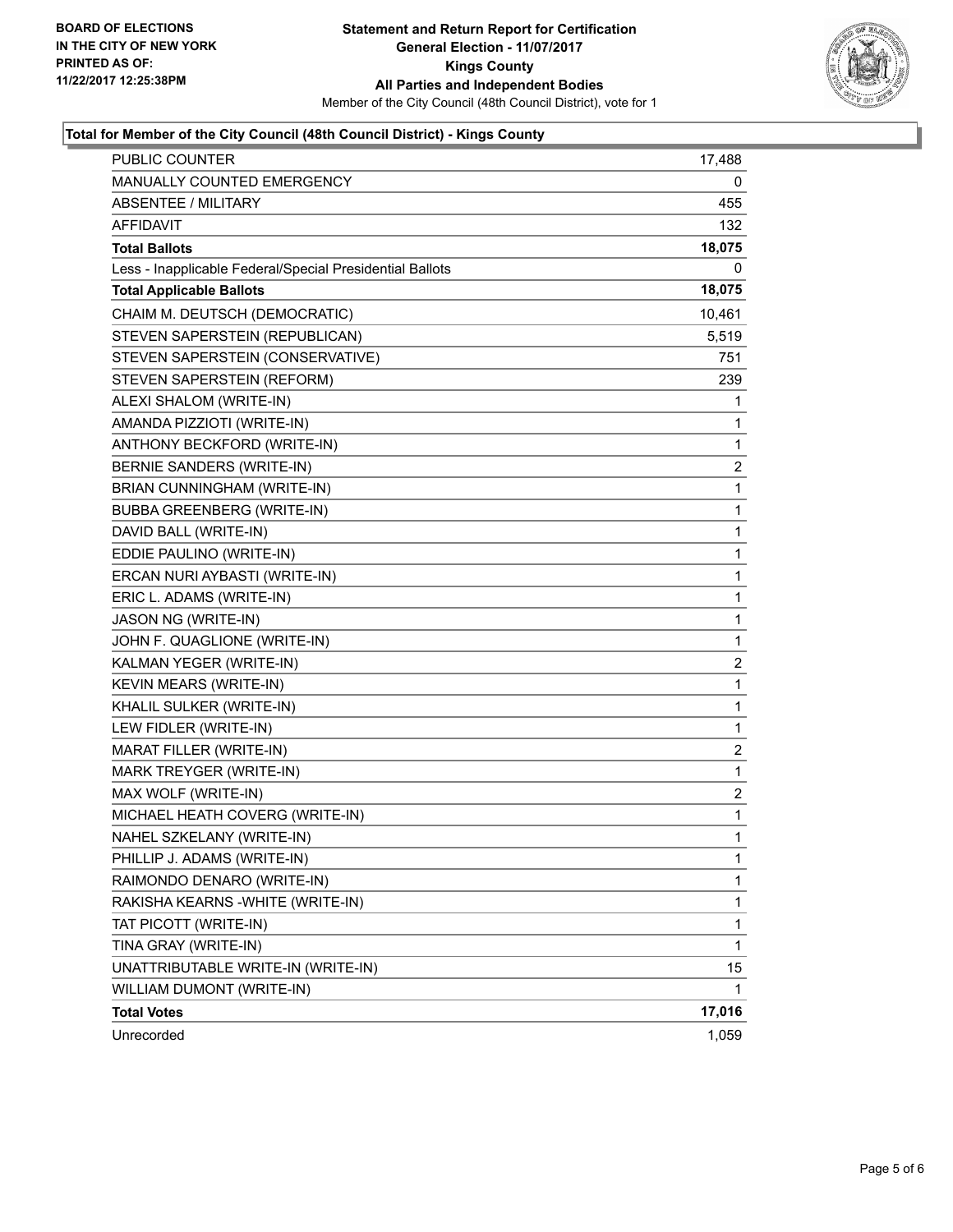**BOARD OF ELECTIONS IN THE CITY OF NEW YORK PRINTED AS OF: 11/22/2017 12:25:38PM**

# Statement and Return Report for Certification
## General Election - 11/07/2017
## Kings County
## All Parties and Independent Bodies

Member of the City Council (48th Council District), vote for 1

### Total for Member of the City Council (48th Council District) - Kings County

| | |
|---|---|
| PUBLIC COUNTER | 17,488 |
| MANUALLY COUNTED EMERGENCY | 0 |
| ABSENTEE / MILITARY | 455 |
| AFFIDAVIT | 132 |
| **Total Ballots** | **18,075** |
| Less - Inapplicable Federal/Special Presidential Ballots | 0 |
| **Total Applicable Ballots** | **18,075** |
| CHAIM M. DEUTSCH (DEMOCRATIC) | 10,461 |
| STEVEN SAPERSTEIN (REPUBLICAN) | 5,519 |
| STEVEN SAPERSTEIN (CONSERVATIVE) | 751 |
| STEVEN SAPERSTEIN (REFORM) | 239 |
| ALEXI SHALOM (WRITE-IN) | 1 |
| AMANDA PIZZIOTI (WRITE-IN) | 1 |
| ANTHONY BECKFORD (WRITE-IN) | 1 |
| BERNIE SANDERS (WRITE-IN) | 2 |
| BRIAN CUNNINGHAM (WRITE-IN) | 1 |
| BUBBA GREENBERG (WRITE-IN) | 1 |
| DAVID BALL (WRITE-IN) | 1 |
| EDDIE PAULINO (WRITE-IN) | 1 |
| ERCAN NURI AYBASTI (WRITE-IN) | 1 |
| ERIC L. ADAMS (WRITE-IN) | 1 |
| JASON NG (WRITE-IN) | 1 |
| JOHN F. QUAGLIONE (WRITE-IN) | 1 |
| KALMAN YEGER (WRITE-IN) | 2 |
| KEVIN MEARS (WRITE-IN) | 1 |
| KHALIL SULKER (WRITE-IN) | 1 |
| LEW FIDLER (WRITE-IN) | 1 |
| MARAT FILLER (WRITE-IN) | 2 |
| MARK TREYGER (WRITE-IN) | 1 |
| MAX WOLF (WRITE-IN) | 2 |
| MICHAEL HEATH COVERG (WRITE-IN) | 1 |
| NAHEL SZKELANY (WRITE-IN) | 1 |
| PHILLIP J. ADAMS (WRITE-IN) | 1 |
| RAIMONDO DENARO (WRITE-IN) | 1 |
| RAKISHA KEARNS -WHITE (WRITE-IN) | 1 |
| TAT PICOTT (WRITE-IN) | 1 |
| TINA GRAY (WRITE-IN) | 1 |
| UNATTRIBUTABLE WRITE-IN (WRITE-IN) | 15 |
| WILLIAM DUMONT (WRITE-IN) | 1 |
| **Total Votes** | **17,016** |
| Unrecorded | 1,059 |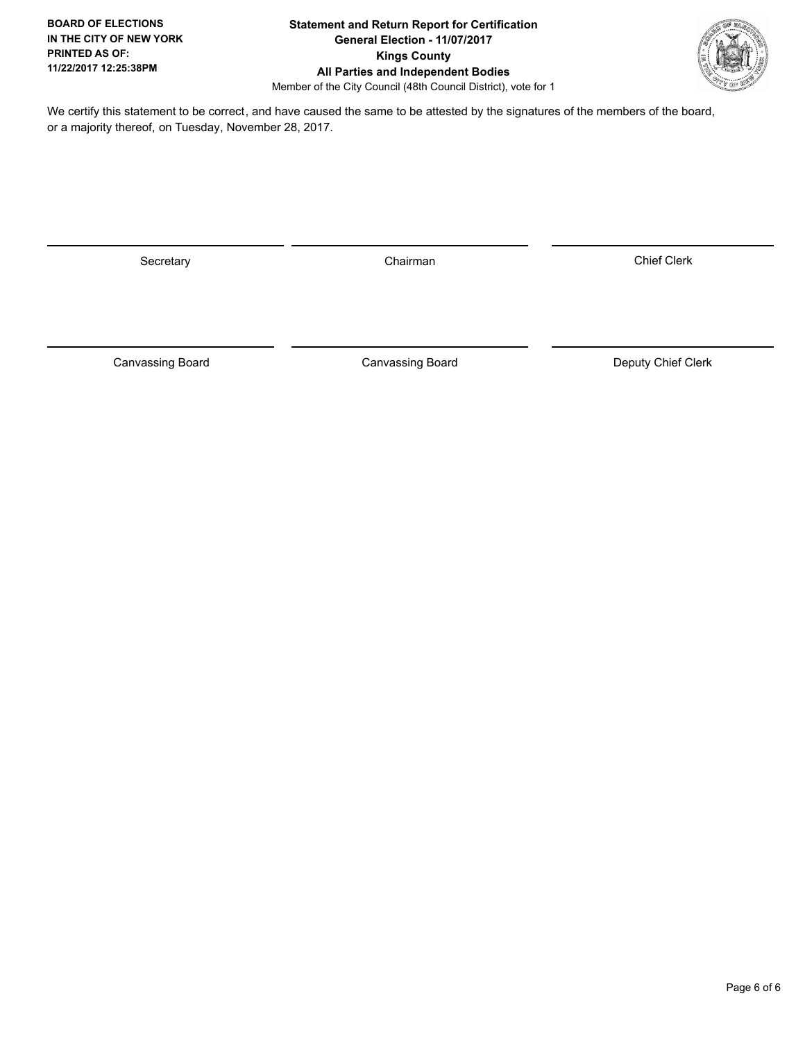We certify this statement to be correct, and have caused the same to be attested by the signatures of the members of the board, or a majority thereof, on Tuesday, November 28, 2017.

| | | |
|---|---|---|
| Secretary | Chairman | Chief Clerk |
| Canvassing Board | Canvassing Board | Deputy Chief Clerk |